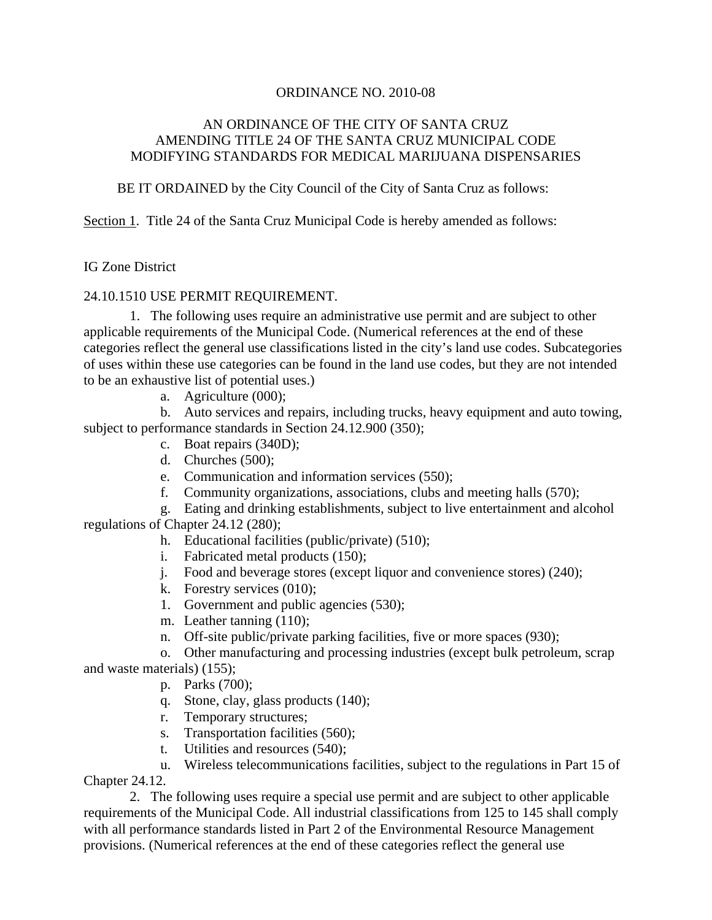ORDINANCE NO. 2010-08

AN ORDINANCE OF THE CITY OF SANTA CRUZ
AMENDING TITLE 24 OF THE SANTA CRUZ MUNICIPAL CODE
MODIFYING STANDARDS FOR MEDICAL MARIJUANA DISPENSARIES

BE IT ORDAINED by the City Council of the City of Santa Cruz as follows:

Section 1. Title 24 of the Santa Cruz Municipal Code is hereby amended as follows:

IG Zone District

24.10.1510 USE PERMIT REQUIREMENT.

1. The following uses require an administrative use permit and are subject to other applicable requirements of the Municipal Code. (Numerical references at the end of these categories reflect the general use classifications listed in the city's land use codes. Subcategories of uses within these use categories can be found in the land use codes, but they are not intended to be an exhaustive list of potential uses.)

a. Agriculture (000);

b. Auto services and repairs, including trucks, heavy equipment and auto towing, subject to performance standards in Section 24.12.900 (350);

c. Boat repairs (340D);

d. Churches (500);

e. Communication and information services (550);

f. Community organizations, associations, clubs and meeting halls (570);

g. Eating and drinking establishments, subject to live entertainment and alcohol regulations of Chapter 24.12 (280);

h. Educational facilities (public/private) (510);

i. Fabricated metal products (150);

j. Food and beverage stores (except liquor and convenience stores) (240);

k. Forestry services (010);

l. Government and public agencies (530);

m. Leather tanning (110);

n. Off-site public/private parking facilities, five or more spaces (930);

o. Other manufacturing and processing industries (except bulk petroleum, scrap and waste materials) (155);

p. Parks (700);

q. Stone, clay, glass products (140);

r. Temporary structures;

s. Transportation facilities (560);

t. Utilities and resources (540);

u. Wireless telecommunications facilities, subject to the regulations in Part 15 of Chapter 24.12.

2. The following uses require a special use permit and are subject to other applicable requirements of the Municipal Code. All industrial classifications from 125 to 145 shall comply with all performance standards listed in Part 2 of the Environmental Resource Management provisions. (Numerical references at the end of these categories reflect the general use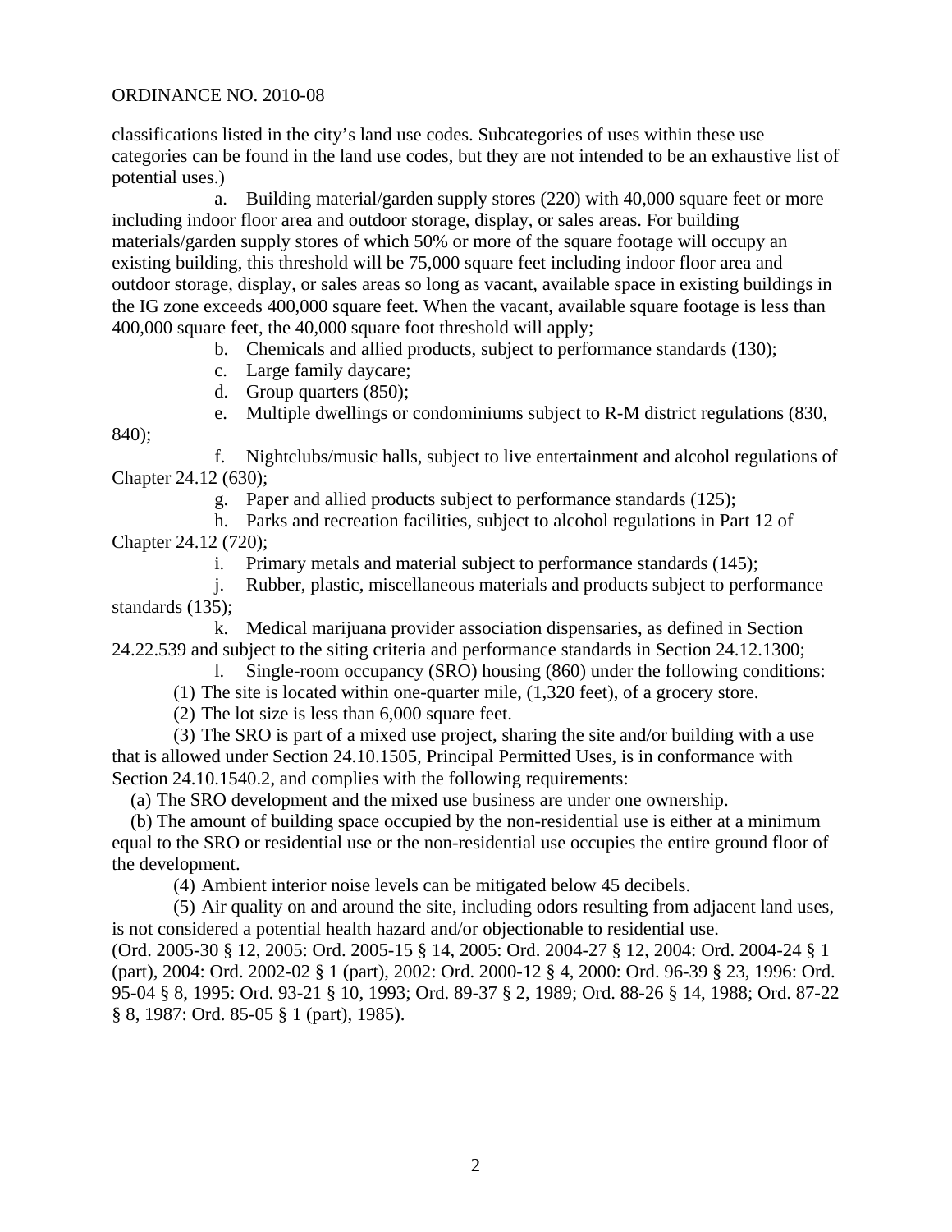classifications listed in the city's land use codes. Subcategories of uses within these use categories can be found in the land use codes, but they are not intended to be an exhaustive list of potential uses.)

a. Building material/garden supply stores (220) with 40,000 square feet or more including indoor floor area and outdoor storage, display, or sales areas. For building materials/garden supply stores of which 50% or more of the square footage will occupy an existing building, this threshold will be 75,000 square feet including indoor floor area and outdoor storage, display, or sales areas so long as vacant, available space in existing buildings in the IG zone exceeds 400,000 square feet. When the vacant, available square footage is less than 400,000 square feet, the 40,000 square foot threshold will apply;

b. Chemicals and allied products, subject to performance standards (130);

c. Large family daycare;

d. Group quarters (850);

e. Multiple dwellings or condominiums subject to R-M district regulations (830, 840);

f. Nightclubs/music halls, subject to live entertainment and alcohol regulations of Chapter 24.12 (630);

g. Paper and allied products subject to performance standards (125);

h. Parks and recreation facilities, subject to alcohol regulations in Part 12 of Chapter 24.12 (720);

i. Primary metals and material subject to performance standards (145);

j. Rubber, plastic, miscellaneous materials and products subject to performance standards (135);

k. Medical marijuana provider association dispensaries, as defined in Section 24.22.539 and subject to the siting criteria and performance standards in Section 24.12.1300;

l. Single-room occupancy (SRO) housing (860) under the following conditions:

(1) The site is located within one-quarter mile, (1,320 feet), of a grocery store.

(2) The lot size is less than 6,000 square feet.

(3) The SRO is part of a mixed use project, sharing the site and/or building with a use that is allowed under Section 24.10.1505, Principal Permitted Uses, is in conformance with Section 24.10.1540.2, and complies with the following requirements:

(a) The SRO development and the mixed use business are under one ownership.

(b) The amount of building space occupied by the non-residential use is either at a minimum equal to the SRO or residential use or the non-residential use occupies the entire ground floor of the development.

(4) Ambient interior noise levels can be mitigated below 45 decibels.

(5) Air quality on and around the site, including odors resulting from adjacent land uses, is not considered a potential health hazard and/or objectionable to residential use.

(Ord. 2005-30 § 12, 2005: Ord. 2005-15 § 14, 2005: Ord. 2004-27 § 12, 2004: Ord. 2004-24 § 1 (part), 2004: Ord. 2002-02 § 1 (part), 2002: Ord. 2000-12 § 4, 2000: Ord. 96-39 § 23, 1996: Ord. 95-04 § 8, 1995: Ord. 93-21 § 10, 1993; Ord. 89-37 § 2, 1989; Ord. 88-26 § 14, 1988; Ord. 87-22 § 8, 1987: Ord. 85-05 § 1 (part), 1985).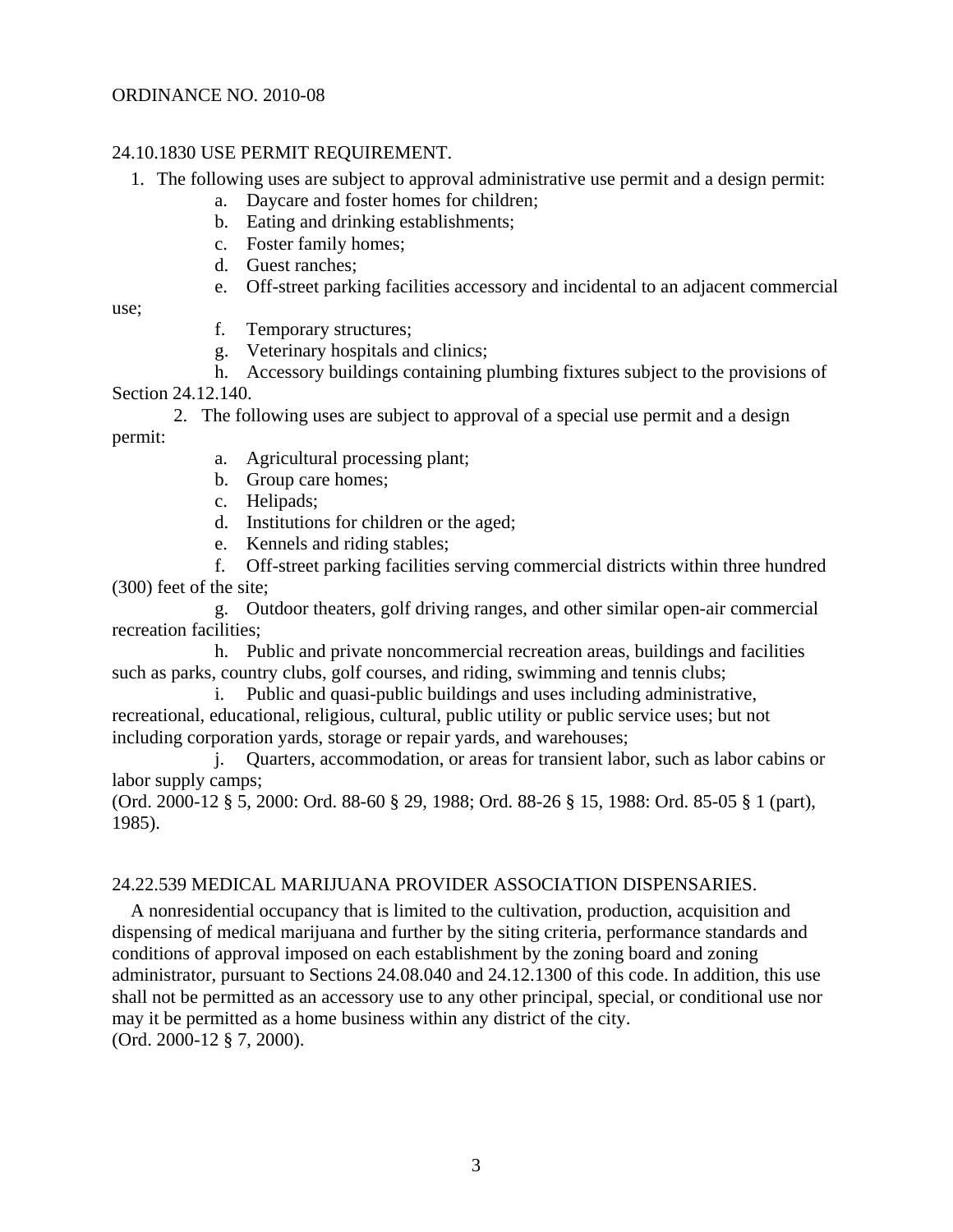ORDINANCE NO. 2010-08

24.10.1830 USE PERMIT REQUIREMENT.

1. The following uses are subject to approval administrative use permit and a design permit:
    a. Daycare and foster homes for children;
    b. Eating and drinking establishments;
    c. Foster family homes;
    d. Guest ranches;
    e. Off-street parking facilities accessory and incidental to an adjacent commercial use;
    f. Temporary structures;
    g. Veterinary hospitals and clinics;
    h. Accessory buildings containing plumbing fixtures subject to the provisions of Section 24.12.140.
2. The following uses are subject to approval of a special use permit and a design permit:
    a. Agricultural processing plant;
    b. Group care homes;
    c. Helipads;
    d. Institutions for children or the aged;
    e. Kennels and riding stables;
    f. Off-street parking facilities serving commercial districts within three hundred (300) feet of the site;
    g. Outdoor theaters, golf driving ranges, and other similar open-air commercial recreation facilities;
    h. Public and private noncommercial recreation areas, buildings and facilities such as parks, country clubs, golf courses, and riding, swimming and tennis clubs;
    i. Public and quasi-public buildings and uses including administrative, recreational, educational, religious, cultural, public utility or public service uses; but not including corporation yards, storage or repair yards, and warehouses;
    j. Quarters, accommodation, or areas for transient labor, such as labor cabins or labor supply camps;

(Ord. 2000-12 § 5, 2000: Ord. 88-60 § 29, 1988; Ord. 88-26 § 15, 1988: Ord. 85-05 § 1 (part), 1985).

24.22.539 MEDICAL MARIJUANA PROVIDER ASSOCIATION DISPENSARIES.

A nonresidential occupancy that is limited to the cultivation, production, acquisition and dispensing of medical marijuana and further by the siting criteria, performance standards and conditions of approval imposed on each establishment by the zoning board and zoning administrator, pursuant to Sections 24.08.040 and 24.12.1300 of this code. In addition, this use shall not be permitted as an accessory use to any other principal, special, or conditional use nor may it be permitted as a home business within any district of the city.
(Ord. 2000-12 § 7, 2000).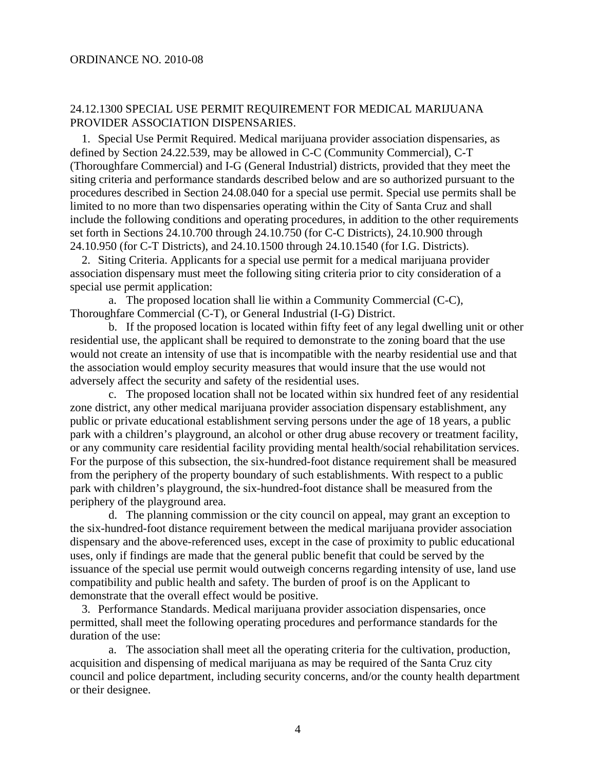ORDINANCE NO. 2010-08

## 24.12.1300 SPECIAL USE PERMIT REQUIREMENT FOR MEDICAL MARIJUANA PROVIDER ASSOCIATION DISPENSARIES.

1. Special Use Permit Required. Medical marijuana provider association dispensaries, as defined by Section 24.22.539, may be allowed in C-C (Community Commercial), C-T (Thoroughfare Commercial) and I-G (General Industrial) districts, provided that they meet the siting criteria and performance standards described below and are so authorized pursuant to the procedures described in Section 24.08.040 for a special use permit. Special use permits shall be limited to no more than two dispensaries operating within the City of Santa Cruz and shall include the following conditions and operating procedures, in addition to the other requirements set forth in Sections 24.10.700 through 24.10.750 (for C-C Districts), 24.10.900 through 24.10.950 (for C-T Districts), and 24.10.1500 through 24.10.1540 (for I.G. Districts).

2. Siting Criteria. Applicants for a special use permit for a medical marijuana provider association dispensary must meet the following siting criteria prior to city consideration of a special use permit application:

   a. The proposed location shall lie within a Community Commercial (C-C), Thoroughfare Commercial (C-T), or General Industrial (I-G) District.

   b. If the proposed location is located within fifty feet of any legal dwelling unit or other residential use, the applicant shall be required to demonstrate to the zoning board that the use would not create an intensity of use that is incompatible with the nearby residential use and that the association would employ security measures that would insure that the use would not adversely affect the security and safety of the residential uses.

   c. The proposed location shall not be located within six hundred feet of any residential zone district, any other medical marijuana provider association dispensary establishment, any public or private educational establishment serving persons under the age of 18 years, a public park with a children's playground, an alcohol or other drug abuse recovery or treatment facility, or any community care residential facility providing mental health/social rehabilitation services. For the purpose of this subsection, the six-hundred-foot distance requirement shall be measured from the periphery of the property boundary of such establishments. With respect to a public park with children's playground, the six-hundred-foot distance shall be measured from the periphery of the playground area.

   d. The planning commission or the city council on appeal, may grant an exception to the six-hundred-foot distance requirement between the medical marijuana provider association dispensary and the above-referenced uses, except in the case of proximity to public educational uses, only if findings are made that the general public benefit that could be served by the issuance of the special use permit would outweigh concerns regarding intensity of use, land use compatibility and public health and safety. The burden of proof is on the Applicant to demonstrate that the overall effect would be positive.

3. Performance Standards. Medical marijuana provider association dispensaries, once permitted, shall meet the following operating procedures and performance standards for the duration of the use:

   a. The association shall meet all the operating criteria for the cultivation, production, acquisition and dispensing of medical marijuana as may be required of the Santa Cruz city council and police department, including security concerns, and/or the county health department or their designee.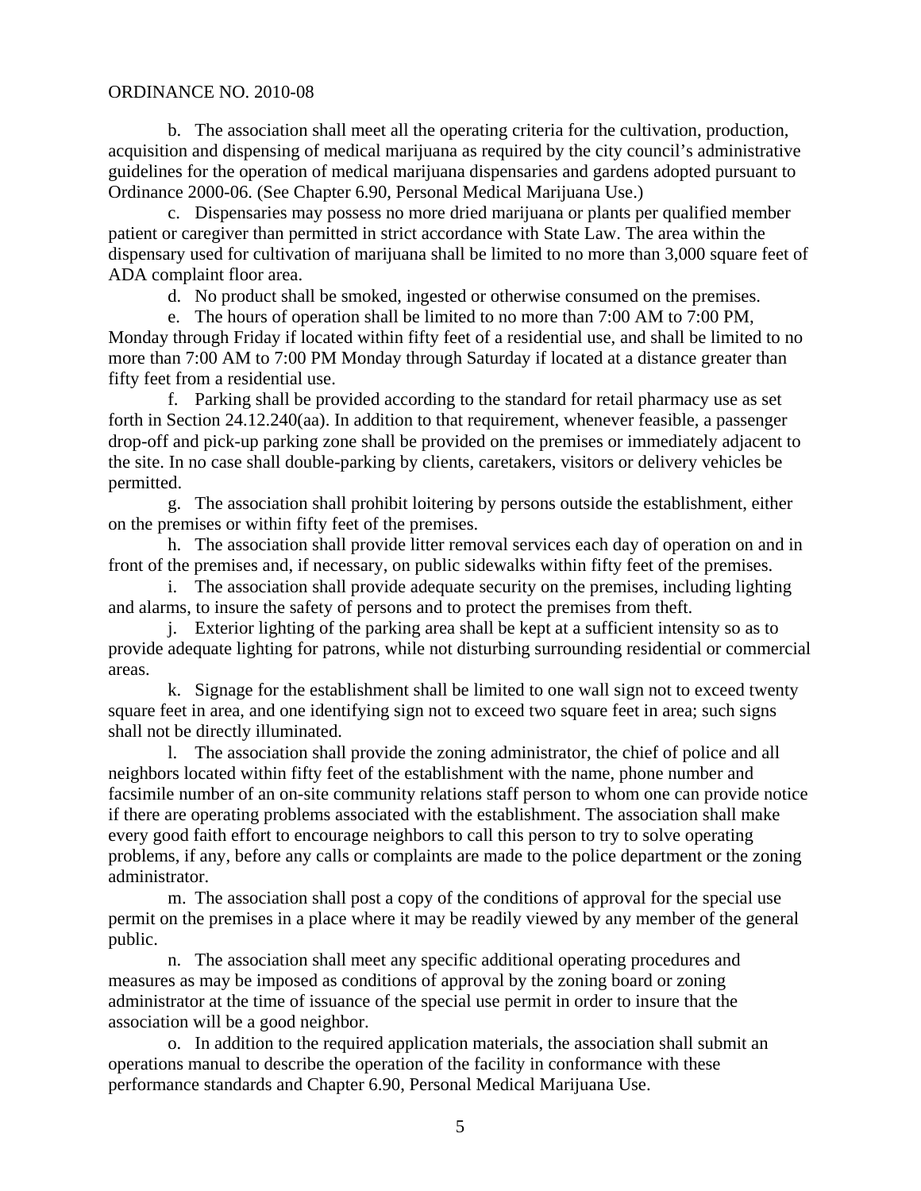b. The association shall meet all the operating criteria for the cultivation, production, acquisition and dispensing of medical marijuana as required by the city council's administrative guidelines for the operation of medical marijuana dispensaries and gardens adopted pursuant to Ordinance 2000-06. (See Chapter 6.90, Personal Medical Marijuana Use.)

c. Dispensaries may possess no more dried marijuana or plants per qualified member patient or caregiver than permitted in strict accordance with State Law. The area within the dispensary used for cultivation of marijuana shall be limited to no more than 3,000 square feet of ADA complaint floor area.

d. No product shall be smoked, ingested or otherwise consumed on the premises.

e. The hours of operation shall be limited to no more than 7:00 AM to 7:00 PM, Monday through Friday if located within fifty feet of a residential use, and shall be limited to no more than 7:00 AM to 7:00 PM Monday through Saturday if located at a distance greater than fifty feet from a residential use.

f. Parking shall be provided according to the standard for retail pharmacy use as set forth in Section 24.12.240(aa). In addition to that requirement, whenever feasible, a passenger drop-off and pick-up parking zone shall be provided on the premises or immediately adjacent to the site. In no case shall double-parking by clients, caretakers, visitors or delivery vehicles be permitted.

g. The association shall prohibit loitering by persons outside the establishment, either on the premises or within fifty feet of the premises.

h. The association shall provide litter removal services each day of operation on and in front of the premises and, if necessary, on public sidewalks within fifty feet of the premises.

i. The association shall provide adequate security on the premises, including lighting and alarms, to insure the safety of persons and to protect the premises from theft.

j. Exterior lighting of the parking area shall be kept at a sufficient intensity so as to provide adequate lighting for patrons, while not disturbing surrounding residential or commercial areas.

k. Signage for the establishment shall be limited to one wall sign not to exceed twenty square feet in area, and one identifying sign not to exceed two square feet in area; such signs shall not be directly illuminated.

l. The association shall provide the zoning administrator, the chief of police and all neighbors located within fifty feet of the establishment with the name, phone number and facsimile number of an on-site community relations staff person to whom one can provide notice if there are operating problems associated with the establishment. The association shall make every good faith effort to encourage neighbors to call this person to try to solve operating problems, if any, before any calls or complaints are made to the police department or the zoning administrator.

m. The association shall post a copy of the conditions of approval for the special use permit on the premises in a place where it may be readily viewed by any member of the general public.

n. The association shall meet any specific additional operating procedures and measures as may be imposed as conditions of approval by the zoning board or zoning administrator at the time of issuance of the special use permit in order to insure that the association will be a good neighbor.

o. In addition to the required application materials, the association shall submit an operations manual to describe the operation of the facility in conformance with these performance standards and Chapter 6.90, Personal Medical Marijuana Use.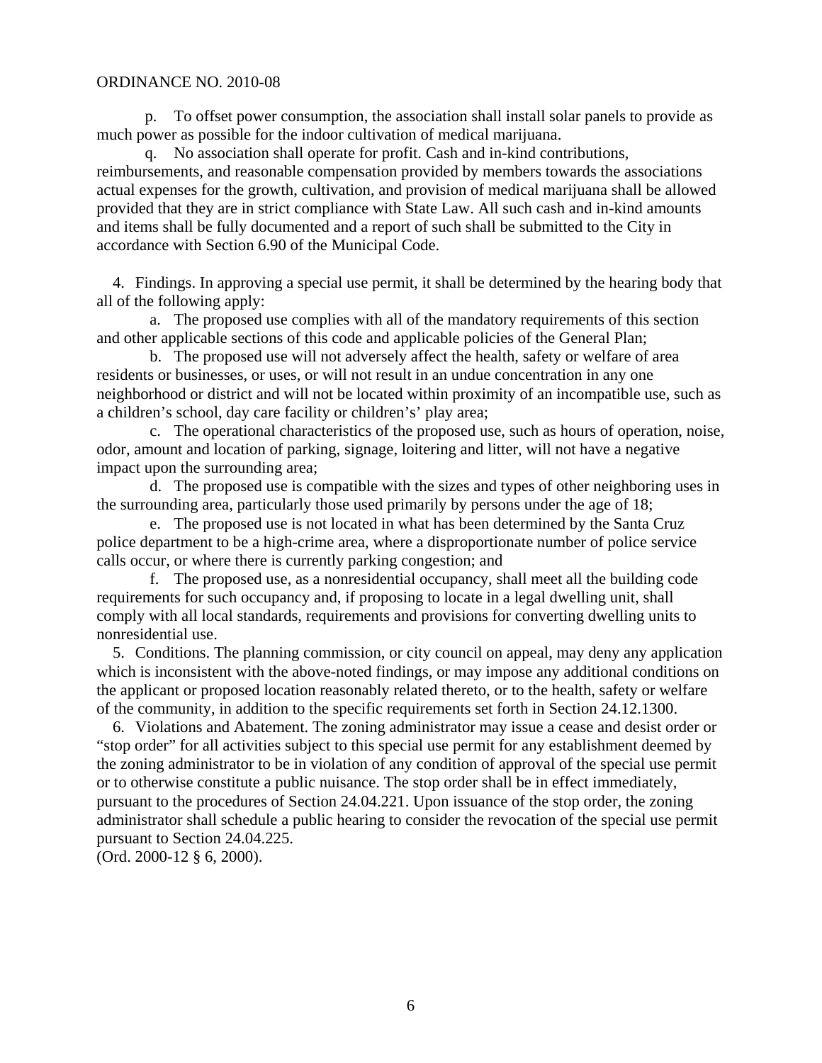p. To offset power consumption, the association shall install solar panels to provide as much power as possible for the indoor cultivation of medical marijuana.

q. No association shall operate for profit. Cash and in-kind contributions, reimbursements, and reasonable compensation provided by members towards the associations actual expenses for the growth, cultivation, and provision of medical marijuana shall be allowed provided that they are in strict compliance with State Law. All such cash and in-kind amounts and items shall be fully documented and a report of such shall be submitted to the City in accordance with Section 6.90 of the Municipal Code.

4. Findings. In approving a special use permit, it shall be determined by the hearing body that all of the following apply:

a. The proposed use complies with all of the mandatory requirements of this section and other applicable sections of this code and applicable policies of the General Plan;

b. The proposed use will not adversely affect the health, safety or welfare of area residents or businesses, or uses, or will not result in an undue concentration in any one neighborhood or district and will not be located within proximity of an incompatible use, such as a children's school, day care facility or children's' play area;

c. The operational characteristics of the proposed use, such as hours of operation, noise, odor, amount and location of parking, signage, loitering and litter, will not have a negative impact upon the surrounding area;

d. The proposed use is compatible with the sizes and types of other neighboring uses in the surrounding area, particularly those used primarily by persons under the age of 18;

e. The proposed use is not located in what has been determined by the Santa Cruz police department to be a high-crime area, where a disproportionate number of police service calls occur, or where there is currently parking congestion; and

f. The proposed use, as a nonresidential occupancy, shall meet all the building code requirements for such occupancy and, if proposing to locate in a legal dwelling unit, shall comply with all local standards, requirements and provisions for converting dwelling units to nonresidential use.

5. Conditions. The planning commission, or city council on appeal, may deny any application which is inconsistent with the above-noted findings, or may impose any additional conditions on the applicant or proposed location reasonably related thereto, or to the health, safety or welfare of the community, in addition to the specific requirements set forth in Section 24.12.1300.

6. Violations and Abatement. The zoning administrator may issue a cease and desist order or "stop order" for all activities subject to this special use permit for any establishment deemed by the zoning administrator to be in violation of any condition of approval of the special use permit or to otherwise constitute a public nuisance. The stop order shall be in effect immediately, pursuant to the procedures of Section 24.04.221. Upon issuance of the stop order, the zoning administrator shall schedule a public hearing to consider the revocation of the special use permit pursuant to Section 24.04.225.

(Ord. 2000-12 § 6, 2000).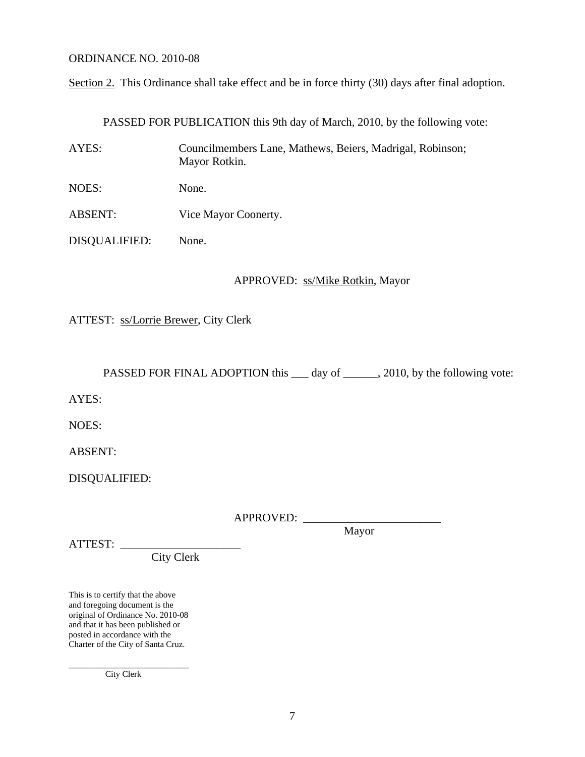ORDINANCE NO. 2010-08

Section 2. This Ordinance shall take effect and be in force thirty (30) days after final adoption.

PASSED FOR PUBLICATION this 9th day of March, 2010, by the following vote:

AYES: Councilmembers Lane, Mathews, Beiers, Madrigal, Robinson; Mayor Rotkin.

NOES: None.

ABSENT: Vice Mayor Coonerty.

DISQUALIFIED: None.

APPROVED: ss/Mike Rotkin, Mayor

ATTEST: ss/Lorrie Brewer, City Clerk

PASSED FOR FINAL ADOPTION this ___ day of ______, 2010, by the following vote:

AYES:

NOES:

ABSENT:

DISQUALIFIED:

APPROVED: ________________________
Mayor

ATTEST: ____________________
City Clerk

This is to certify that the above and foregoing document is the original of Ordinance No. 2010-08 and that it has been published or posted in accordance with the Charter of the City of Santa Cruz.

________________________
City Clerk